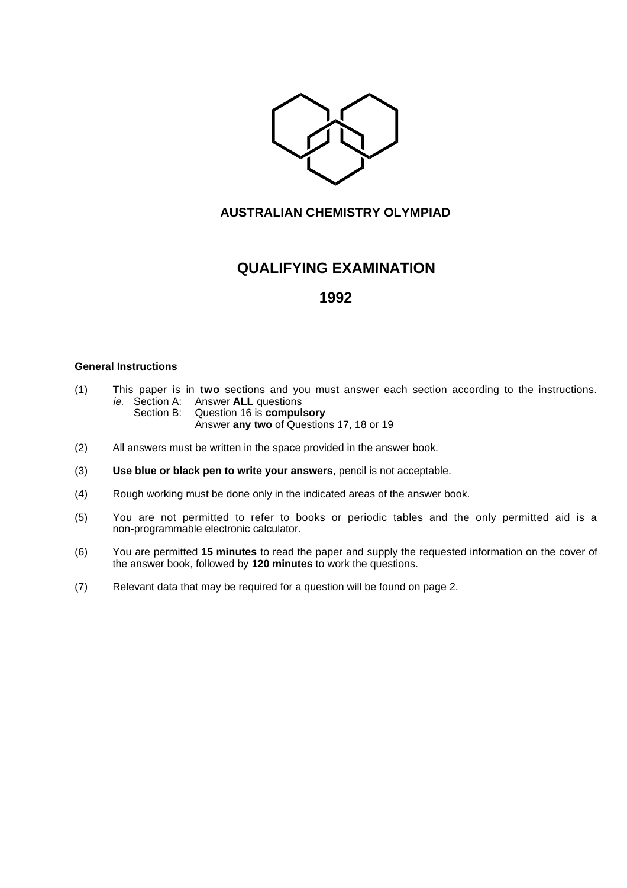# AUSTRALIAN CHEMISTRY OLYMPIAD

## QUALIFYING EXAMINATION

## 1992

**General Instructions**

(1) This paper is in **two** sections and you must answer each section according to the instructions.
*ie.* Section A: Answer **ALL** questions
Section B: Question 16 is **compulsory**
Answer **any two** of Questions 17, 18 or 19

(2) All answers must be written in the space provided in the answer book.

(3) **Use blue or black pen to write your answers**, pencil is not acceptable.

(4) Rough working must be done only in the indicated areas of the answer book.

(5) You are not permitted to refer to books or periodic tables and the only permitted aid is a non-programmable electronic calculator.

(6) You are permitted **15 minutes** to read the paper and supply the requested information on the cover of the answer book, followed by **120 minutes** to work the questions.

(7) Relevant data that may be required for a question will be found on page 2.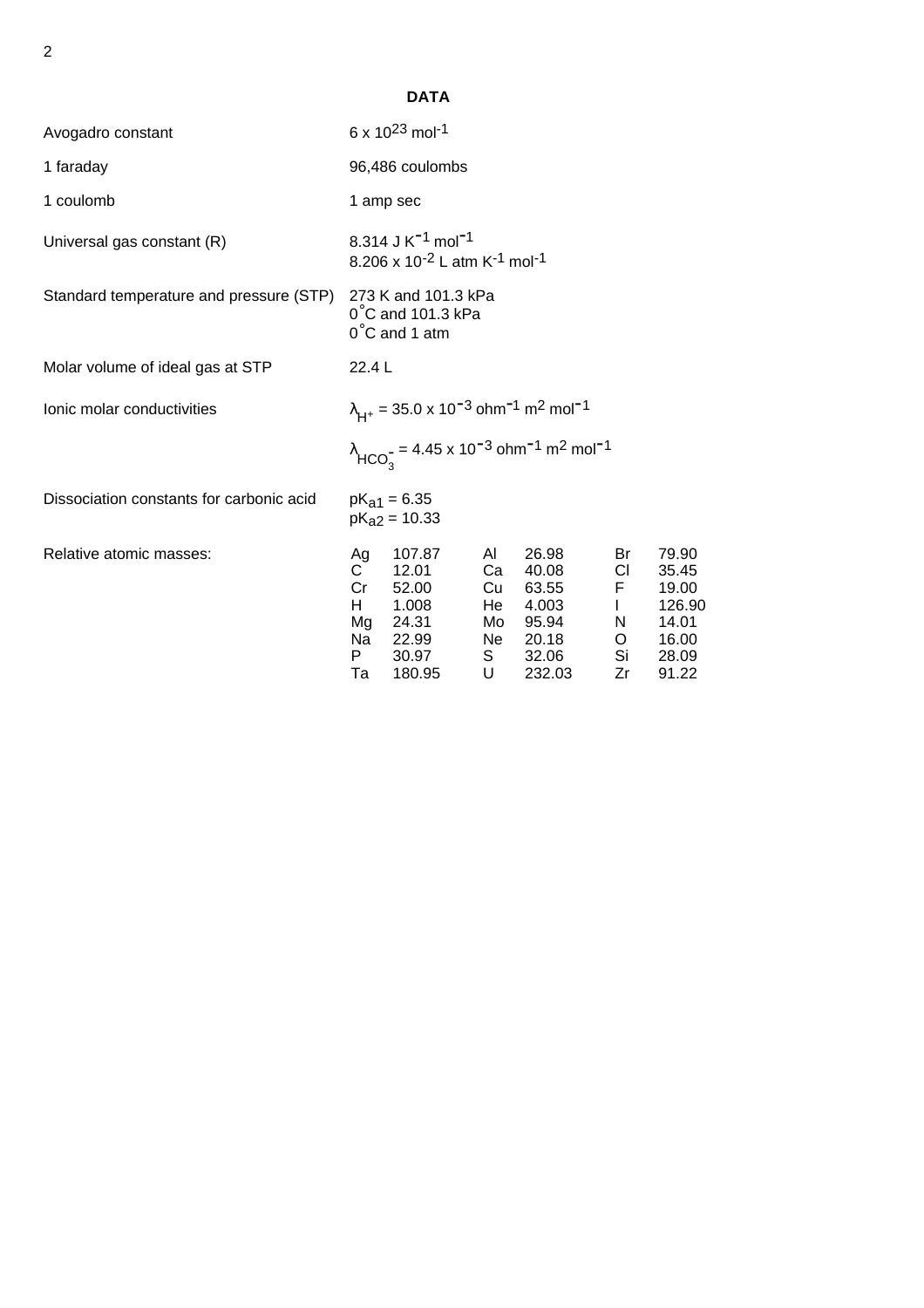## DATA

| | |
|---|---|
| Avogadro constant | $6 \times 10^{23}$ mol$^{-1}$ |
| 1 faraday | 96,486 coulombs |
| 1 coulomb | 1 amp sec |
| Universal gas constant (R) | 8.314 J K$^{-1}$ mol$^{-1}$<br>$8.206 \times 10^{-2}$ L atm K$^{-1}$ mol$^{-1}$ |
| Standard temperature and pressure (STP) | 273 K and 101.3 kPa<br>0˚C and 101.3 kPa<br>0˚C and 1 atm |
| Molar volume of ideal gas at STP | 22.4 L |
| Ionic molar conductivities | $\lambda_{H^+} = 35.0 \times 10^{-3}$ ohm$^{-1}$ m$^2$ mol$^{-1}$<br>$\lambda_{HCO_3^-} = 4.45 \times 10^{-3}$ ohm$^{-1}$ m$^2$ mol$^{-1}$ |
| Dissociation constants for carbonic acid | $pK_{a1} = 6.35$<br>$pK_{a2} = 10.33$ |

Relative atomic masses:

| | | | | | |
|---|---|---|---|---|---|
| Ag | 107.87 | Al | 26.98 | Br | 79.90 |
| C | 12.01 | Ca | 40.08 | Cl | 35.45 |
| Cr | 52.00 | Cu | 63.55 | F | 19.00 |
| H | 1.008 | He | 4.003 | I | 126.90 |
| Mg | 24.31 | Mo | 95.94 | N | 14.01 |
| Na | 22.99 | Ne | 20.18 | O | 16.00 |
| P | 30.97 | S | 32.06 | Si | 28.09 |
| Ta | 180.95 | U | 232.03 | Zr | 91.22 |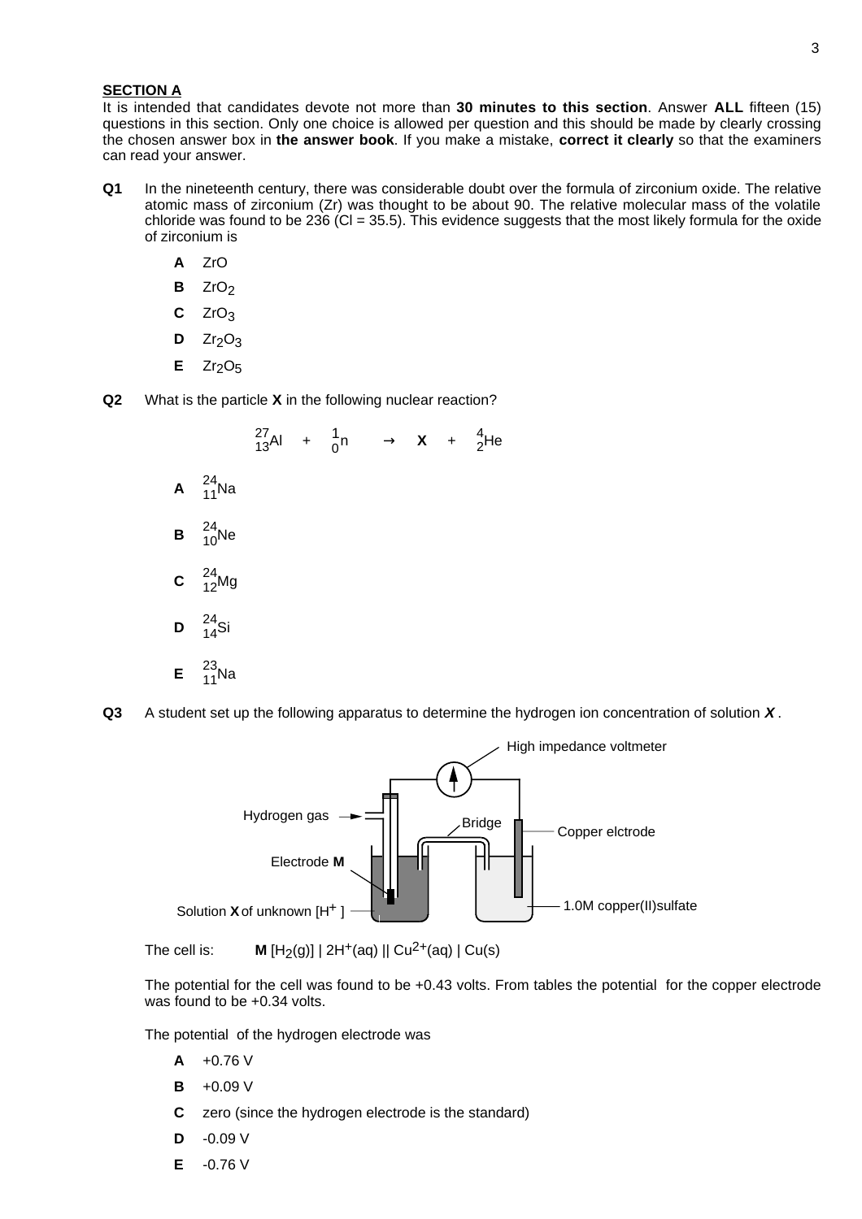**SECTION A**

It is intended that candidates devote not more than **30 minutes to this section**. Answer **ALL** fifteen (15) questions in this section. Only one choice is allowed per question and this should be made by clearly crossing the chosen answer box in **the answer book**. If you make a mistake, **correct it clearly** so that the examiners can read your answer.

**Q1** In the nineteenth century, there was considerable doubt over the formula of zirconium oxide. The relative atomic mass of zirconium (Zr) was thought to be about 90. The relative molecular mass of the volatile chloride was found to be 236 (Cl = 35.5). This evidence suggests that the most likely formula for the oxide of zirconium is

- **A** $ZrO$
- **B** $ZrO_2$
- **C** $ZrO_3$
- **D** $Zr_2O_3$
- **E** $Zr_2O_5$

**Q2** What is the particle **X** in the following nuclear reaction?

$$^{27}_{13}Al \quad + \quad ^{1}_{0}n \quad \rightarrow \quad \mathbf{X} \quad + \quad ^{4}_{2}He$$

- **A** $^{24}_{11}Na$
- **B** $^{24}_{10}Ne$
- **C** $^{24}_{12}Mg$
- **D** $^{24}_{14}Si$
- **E** $^{23}_{11}Na$

**Q3** A student set up the following apparatus to determine the hydrogen ion concentration of solution ***X***.

High impedance voltmeter

Hydrogen gas — Bridge — Copper elctrode

Electrode **M**

Solution **X** of unknown [$H^+$] — 1.0M copper(II)sulfate

The cell is: **M** [$H_2$(g)] | $2H^+$(aq) || $Cu^{2+}$(aq) | Cu(s)

The potential for the cell was found to be +0.43 volts. From tables the potential for the copper electrode was found to be +0.34 volts.

The potential of the hydrogen electrode was

- **A** +0.76 V
- **B** +0.09 V
- **C** zero (since the hydrogen electrode is the standard)
- **D** -0.09 V
- **E** -0.76 V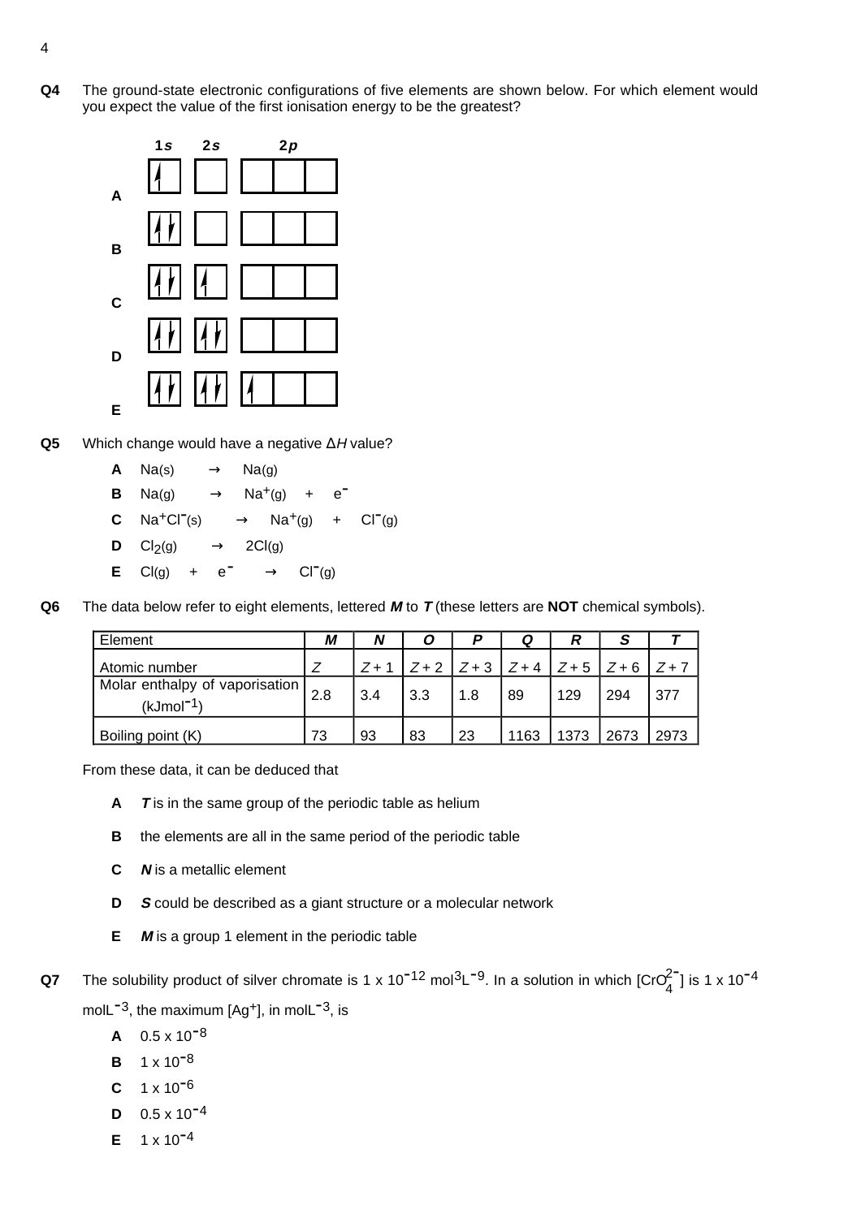**Q4** The ground-state electronic configurations of five elements are shown below. For which element would you expect the value of the first ionisation energy to be the greatest?

| | 1*s* | 2*s* | 2*p* | | |
|---|---|---|---|---|---|
| **A** | ↑ | | | | |
| **B** | ↑↓ | | | | |
| **C** | ↑↓ | ↑ | | | |
| **D** | ↑↓ | ↑↓ | | | |
| **E** | ↑↓ | ↑↓ | ↑ | | |

**Q5** Which change would have a negative Δ*H* value?

- **A** $Na(s) \rightarrow Na(g)$
- **B** $Na(g) \rightarrow Na^{+}(g) + e^{-}$
- **C** $Na^{+}Cl^{-}(s) \rightarrow Na^{+}(g) + Cl^{-}(g)$
- **D** $Cl_2(g) \rightarrow 2Cl(g)$
- **E** $Cl(g) + e^{-} \rightarrow Cl^{-}(g)$

**Q6** The data below refer to eight elements, lettered ***M*** to ***T*** (these letters are **NOT** chemical symbols).

| Element | ***M*** | ***N*** | ***O*** | ***P*** | ***Q*** | ***R*** | ***S*** | ***T*** |
|---|---|---|---|---|---|---|---|---|
| Atomic number | $Z$ | $Z + 1$ | $Z + 2$ | $Z + 3$ | $Z + 4$ | $Z + 5$ | $Z + 6$ | $Z + 7$ |
| Molar enthalpy of vaporisation ($kJmol^{-1}$) | 2.8 | 3.4 | 3.3 | 1.8 | 89 | 129 | 294 | 377 |
| Boiling point (K) | 73 | 93 | 83 | 23 | 1163 | 1373 | 2673 | 2973 |

From these data, it can be deduced that

- **A** ***T*** is in the same group of the periodic table as helium
- **B** the elements are all in the same period of the periodic table
- **C** ***N*** is a metallic element
- **D** ***S*** could be described as a giant structure or a molecular network
- **E** ***M*** is a group 1 element in the periodic table

**Q7** The solubility product of silver chromate is 1 x $10^{-12}$ $mol^3L^{-9}$. In a solution in which $[CrO_4^{2-}]$ is 1 x $10^{-4}$ $molL^{-3}$, the maximum $[Ag^+]$, in $molL^{-3}$, is

- **A** 0.5 x $10^{-8}$
- **B** 1 x $10^{-8}$
- **C** 1 x $10^{-6}$
- **D** 0.5 x $10^{-4}$
- **E** 1 x $10^{-4}$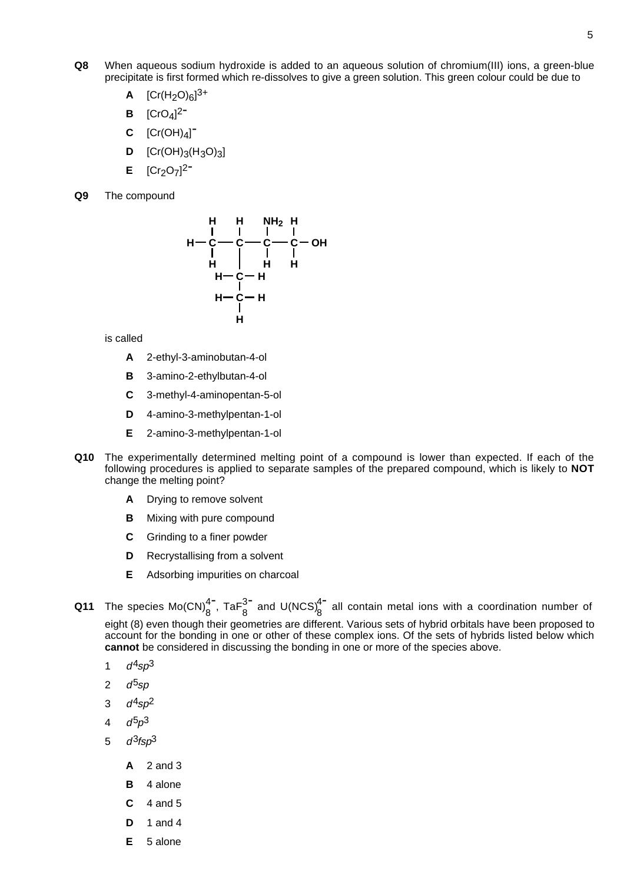**Q8** When aqueous sodium hydroxide is added to an aqueous solution of chromium(III) ions, a green-blue precipitate is first formed which re-dissolves to give a green solution. This green colour could be due to

- **A** $[Cr(H_2O)_6]^{3+}$
- **B** $[CrO_4]^{2-}$
- **C** $[Cr(OH)_4]^{-}$
- **D** $[Cr(OH)_3(H_3O)_3]$
- **E** $[Cr_2O_7]^{2-}$

**Q9** The compound

```
     H    H    NH2  H
     |    |    |    |
H -- C -- C -- C -- C -- OH
     |    |    |    |
     H    |    H    H
      H - C - H
          |
      H - C - H
          |
          H
```

is called

- **A** 2-ethyl-3-aminobutan-4-ol
- **B** 3-amino-2-ethylbutan-4-ol
- **C** 3-methyl-4-aminopentan-5-ol
- **D** 4-amino-3-methylpentan-1-ol
- **E** 2-amino-3-methylpentan-1-ol

**Q10** The experimentally determined melting point of a compound is lower than expected. If each of the following procedures is applied to separate samples of the prepared compound, which is likely to **NOT** change the melting point?

- **A** Drying to remove solvent
- **B** Mixing with pure compound
- **C** Grinding to a finer powder
- **D** Recrystallising from a solvent
- **E** Adsorbing impurities on charcoal

**Q11** The species $Mo(CN)_8^{4-}$, $TaF_8^{3-}$ and $U(NCS)_8^{4-}$ all contain metal ions with a coordination number of eight (8) even though their geometries are different. Various sets of hybrid orbitals have been proposed to account for the bonding in one or other of these complex ions. Of the sets of hybrids listed below which **cannot** be considered in discussing the bonding in one or more of the species above.

1. $d^4sp^3$
2. $d^5sp$
3. $d^4sp^2$
4. $d^5p^3$
5. $d^3fsp^3$

- **A** 2 and 3
- **B** 4 alone
- **C** 4 and 5
- **D** 1 and 4
- **E** 5 alone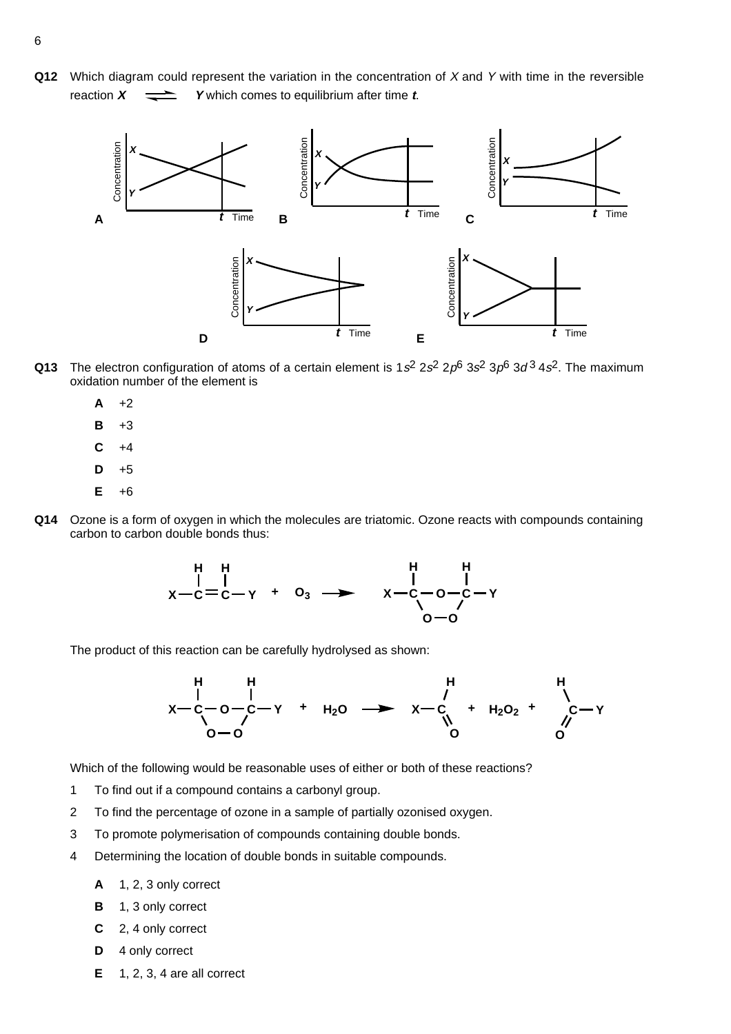**Q12** Which diagram could represent the variation in the concentration of *X* and *Y* with time in the reversible reaction ***X*** $\rightleftharpoons$ ***Y*** which comes to equilibrium after time ***t***.

**Q13** The electron configuration of atoms of a certain element is $1s^2\ 2s^2\ 2p^6\ 3s^2\ 3p^6\ 3d^3\ 4s^2$. The maximum oxidation number of the element is

- **A** +2
- **B** +3
- **C** +4
- **D** +5
- **E** +6

**Q14** Ozone is a form of oxygen in which the molecules are triatomic. Ozone reacts with compounds containing carbon to carbon double bonds thus:

$$X{-}CH{=}CH{-}Y + O_3 \longrightarrow X{-}CH{-}O{-}CH{-}Y \text{ (ring closed by } O{-}O\text{)}$$

The product of this reaction can be carefully hydrolysed as shown:

$$X{-}CH{-}O{-}CH{-}Y \text{ (ring closed by } O{-}O\text{)} + H_2O \longrightarrow X{-}CH{=}O + H_2O_2 + O{=}CH{-}Y$$

Which of the following would be reasonable uses of either or both of these reactions?

1. To find out if a compound contains a carbonyl group.
2. To find the percentage of ozone in a sample of partially ozonised oxygen.
3. To promote polymerisation of compounds containing double bonds.
4. Determining the location of double bonds in suitable compounds.

- **A** 1, 2, 3 only correct
- **B** 1, 3 only correct
- **C** 2, 4 only correct
- **D** 4 only correct
- **E** 1, 2, 3, 4 are all correct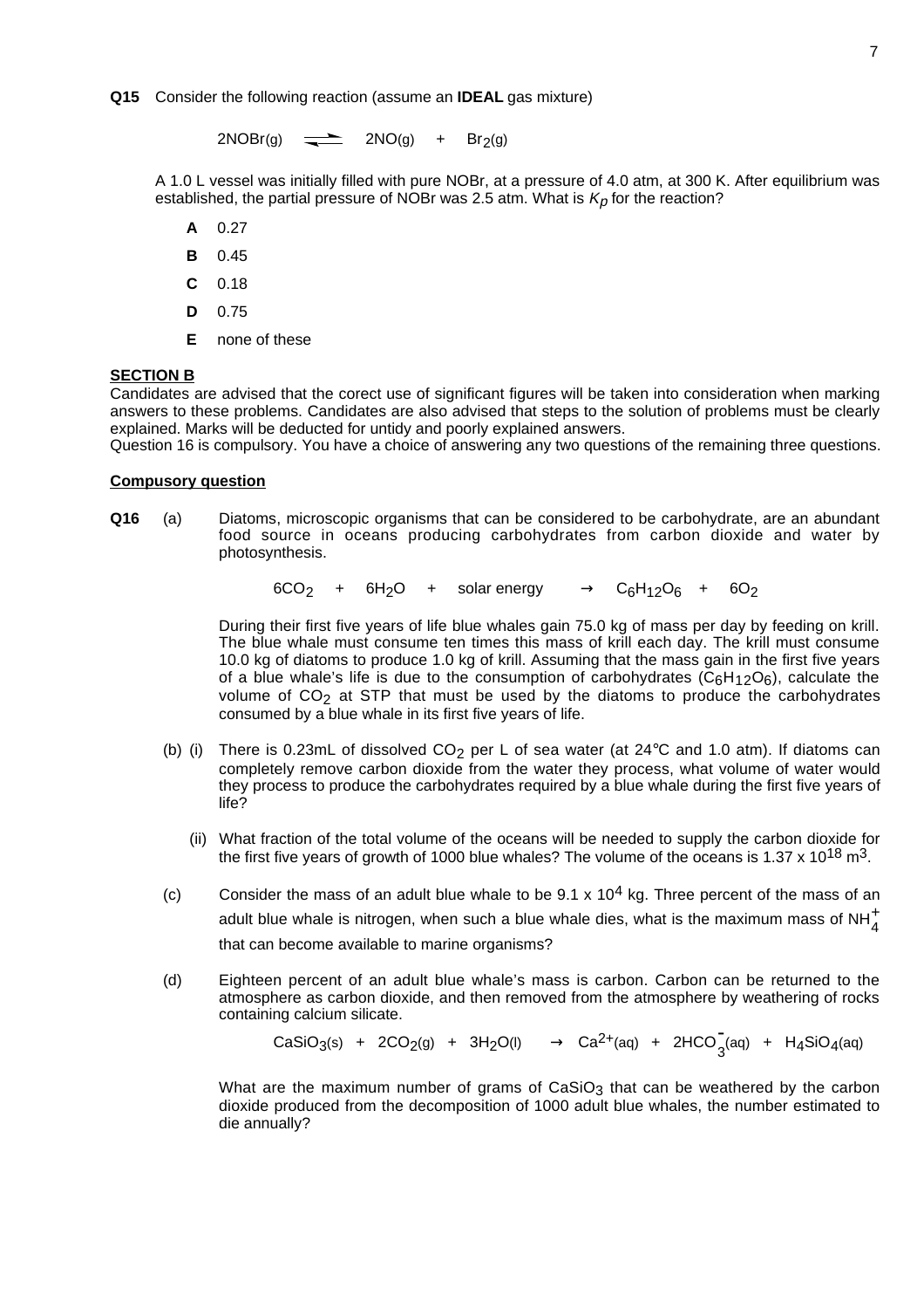**Q15** Consider the following reaction (assume an **IDEAL** gas mixture)

$$2NOBr(g) \rightleftharpoons 2NO(g) + Br_2(g)$$

A 1.0 L vessel was initially filled with pure NOBr, at a pressure of 4.0 atm, at 300 K. After equilibrium was established, the partial pressure of NOBr was 2.5 atm. What is $K_p$ for the reaction?

- **A** 0.27
- **B** 0.45
- **C** 0.18
- **D** 0.75
- **E** none of these

**SECTION B**

Candidates are advised that the corect use of significant figures will be taken into consideration when marking answers to these problems. Candidates are also advised that steps to the solution of problems must be clearly explained. Marks will be deducted for untidy and poorly explained answers.

Question 16 is compulsory. You have a choice of answering any two questions of the remaining three questions.

**Compusory question**

**Q16** (a) Diatoms, microscopic organisms that can be considered to be carbohydrate, are an abundant food source in oceans producing carbohydrates from carbon dioxide and water by photosynthesis.

$$6CO_2 + 6H_2O + \text{solar energy} \rightarrow C_6H_{12}O_6 + 6O_2$$

During their first five years of life blue whales gain 75.0 kg of mass per day by feeding on krill. The blue whale must consume ten times this mass of krill each day. The krill must consume 10.0 kg of diatoms to produce 1.0 kg of krill. Assuming that the mass gain in the first five years of a blue whale's life is due to the consumption of carbohydrates ($C_6H_{12}O_6$), calculate the volume of $CO_2$ at STP that must be used by the diatoms to produce the carbohydrates consumed by a blue whale in its first five years of life.

(b) (i) There is 0.23mL of dissolved $CO_2$ per L of sea water (at 24°C and 1.0 atm). If diatoms can completely remove carbon dioxide from the water they process, what volume of water would they process to produce the carbohydrates required by a blue whale during the first five years of life?

(ii) What fraction of the total volume of the oceans will be needed to supply the carbon dioxide for the first five years of growth of 1000 blue whales? The volume of the oceans is $1.37 \times 10^{18}$ m$^3$.

(c) Consider the mass of an adult blue whale to be $9.1 \times 10^4$ kg. Three percent of the mass of an adult blue whale is nitrogen, when such a blue whale dies, what is the maximum mass of $NH_4^+$ that can become available to marine organisms?

(d) Eighteen percent of an adult blue whale's mass is carbon. Carbon can be returned to the atmosphere as carbon dioxide, and then removed from the atmosphere by weathering of rocks containing calcium silicate.

$$CaSiO_3(s) + 2CO_2(g) + 3H_2O(l) \rightarrow Ca^{2+}(aq) + 2HCO_3^-(aq) + H_4SiO_4(aq)$$

What are the maximum number of grams of $CaSiO_3$ that can be weathered by the carbon dioxide produced from the decomposition of 1000 adult blue whales, the number estimated to die annually?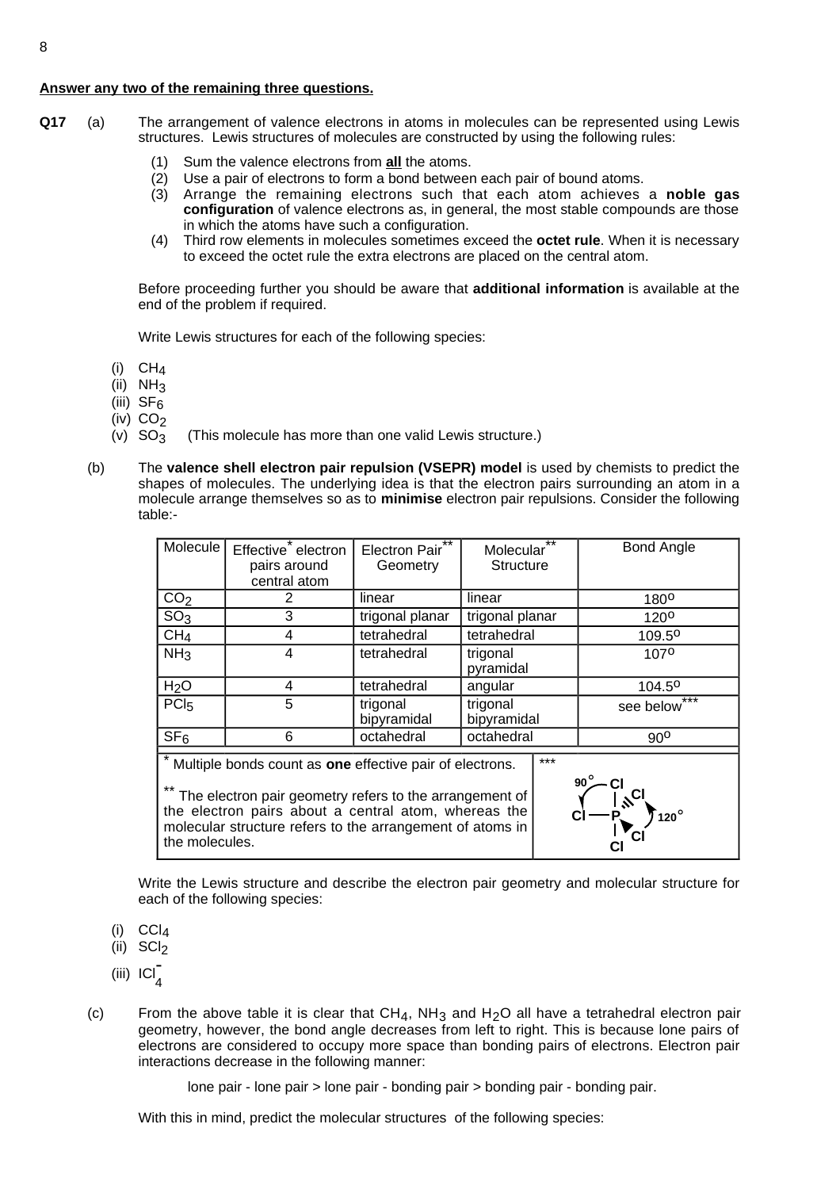**Answer any two of the remaining three questions.**

**Q17** (a) The arrangement of valence electrons in atoms in molecules can be represented using Lewis structures. Lewis structures of molecules are constructed by using the following rules:

(1) Sum the valence electrons from **all** the atoms.
(2) Use a pair of electrons to form a bond between each pair of bound atoms.
(3) Arrange the remaining electrons such that each atom achieves a **noble gas configuration** of valence electrons as, in general, the most stable compounds are those in which the atoms have such a configuration.
(4) Third row elements in molecules sometimes exceed the **octet rule**. When it is necessary to exceed the octet rule the extra electrons are placed on the central atom.

Before proceeding further you should be aware that **additional information** is available at the end of the problem if required.

Write Lewis structures for each of the following species:

(i) $CH_4$
(ii) $NH_3$
(iii) $SF_6$
(iv) $CO_2$
(v) $SO_3$ (This molecule has more than one valid Lewis structure.)

(b) The **valence shell electron pair repulsion (VSEPR) model** is used by chemists to predict the shapes of molecules. The underlying idea is that the electron pairs surrounding an atom in a molecule arrange themselves so as to **minimise** electron pair repulsions. Consider the following table:-

| Molecule | Effective* electron pairs around central atom | Electron Pair** Geometry | Molecular** Structure | Bond Angle |
|---|---|---|---|---|
| $CO_2$ | 2 | linear | linear | 180° |
| $SO_3$ | 3 | trigonal planar | trigonal planar | 120° |
| $CH_4$ | 4 | tetrahedral | tetrahedral | 109.5° |
| $NH_3$ | 4 | tetrahedral | trigonal pyramidal | 107° |
| $H_2O$ | 4 | tetrahedral | angular | 104.5° |
| $PCl_5$ | 5 | trigonal bipyramidal | trigonal bipyramidal | see below*** |
| $SF_6$ | 6 | octahedral | octahedral | 90° |

\* Multiple bonds count as **one** effective pair of electrons.

\*\* The electron pair geometry refers to the arrangement of the electron pairs about a central atom, whereas the molecular structure refers to the arrangement of atoms in the molecules.

\*\*\* $PCl_5$: trigonal bipyramidal, with 90° angles between axial and equatorial Cl atoms and 120° angles between equatorial Cl atoms.

Write the Lewis structure and describe the electron pair geometry and molecular structure for each of the following species:

(i) $CCl_4$
(ii) $SCl_2$
(iii) $ICl_4^-$

(c) From the above table it is clear that $CH_4$, $NH_3$ and $H_2O$ all have a tetrahedral electron pair geometry, however, the bond angle decreases from left to right. This is because lone pairs of electrons are considered to occupy more space than bonding pairs of electrons. Electron pair interactions decrease in the following manner:

lone pair - lone pair > lone pair - bonding pair > bonding pair - bonding pair.

With this in mind, predict the molecular structures of the following species: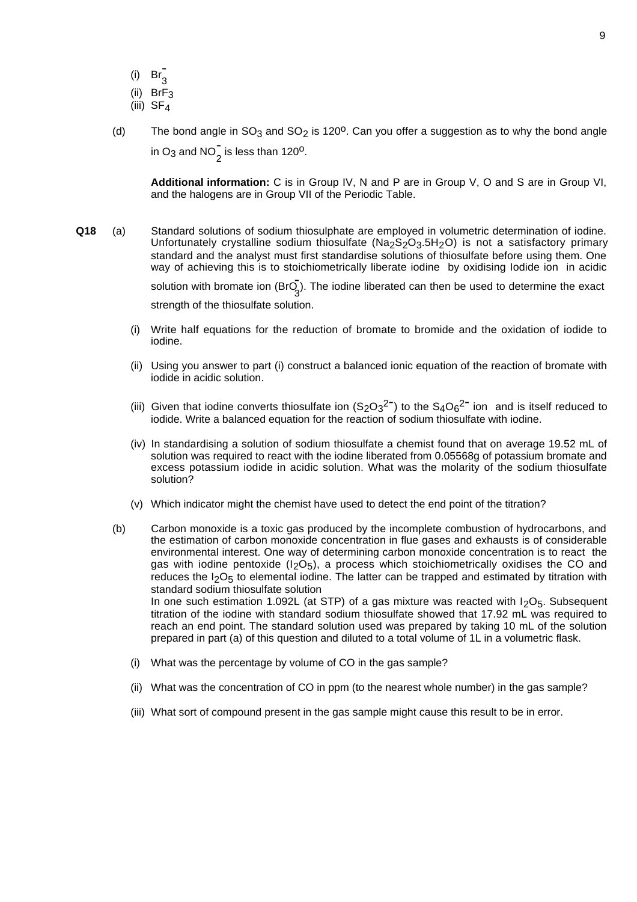(i) $Br_3^-$

(ii) $BrF_3$

(iii) $SF_4$

(d) The bond angle in $SO_3$ and $SO_2$ is 120$^o$. Can you offer a suggestion as to why the bond angle in $O_3$ and $NO_2^-$ is less than 120$^o$.

**Additional information:** C is in Group IV, N and P are in Group V, O and S are in Group VI, and the halogens are in Group VII of the Periodic Table.

**Q18** (a) Standard solutions of sodium thiosulphate are employed in volumetric determination of iodine. Unfortunately crystalline sodium thiosulfate ($Na_2S_2O_3.5H_2O$) is not a satisfactory primary standard and the analyst must first standardise solutions of thiosulfate before using them. One way of achieving this is to stoichiometrically liberate iodine by oxidising Iodide ion in acidic solution with bromate ion ($BrO_3^-$). The iodine liberated can then be used to determine the exact strength of the thiosulfate solution.

(i) Write half equations for the reduction of bromate to bromide and the oxidation of iodide to iodine.

(ii) Using you answer to part (i) construct a balanced ionic equation of the reaction of bromate with iodide in acidic solution.

(iii) Given that iodine converts thiosulfate ion ($S_2O_3^{2-}$) to the $S_4O_6^{2-}$ ion and is itself reduced to iodide. Write a balanced equation for the reaction of sodium thiosulfate with iodine.

(iv) In standardising a solution of sodium thiosulfate a chemist found that on average 19.52 mL of solution was required to react with the iodine liberated from 0.05568g of potassium bromate and excess potassium iodide in acidic solution. What was the molarity of the sodium thiosulfate solution?

(v) Which indicator might the chemist have used to detect the end point of the titration?

(b) Carbon monoxide is a toxic gas produced by the incomplete combustion of hydrocarbons, and the estimation of carbon monoxide concentration in flue gases and exhausts is of considerable environmental interest. One way of determining carbon monoxide concentration is to react the gas with iodine pentoxide ($I_2O_5$), a process which stoichiometrically oxidises the CO and reduces the $I_2O_5$ to elemental iodine. The latter can be trapped and estimated by titration with standard sodium thiosulfate solution
In one such estimation 1.092L (at STP) of a gas mixture was reacted with $I_2O_5$. Subsequent titration of the iodine with standard sodium thiosulfate showed that 17.92 mL was required to reach an end point. The standard solution used was prepared by taking 10 mL of the solution prepared in part (a) of this question and diluted to a total volume of 1L in a volumetric flask.

(i) What was the percentage by volume of CO in the gas sample?

(ii) What was the concentration of CO in ppm (to the nearest whole number) in the gas sample?

(iii) What sort of compound present in the gas sample might cause this result to be in error.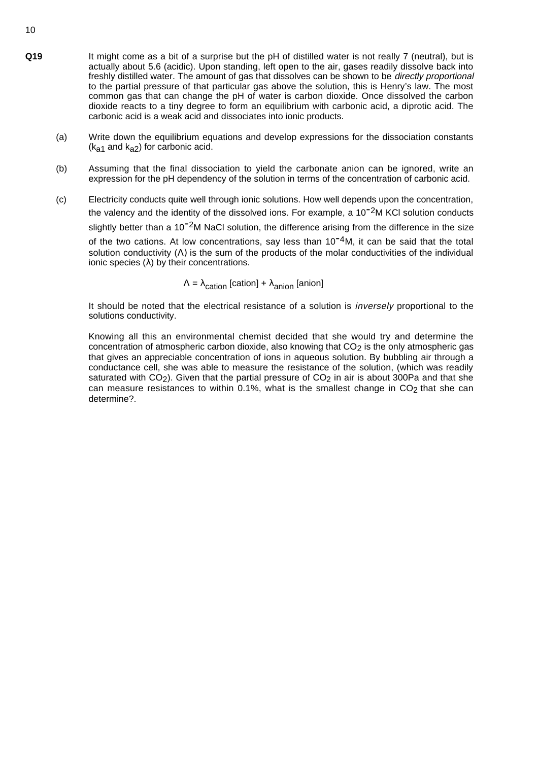**Q19** It might come as a bit of a surprise but the pH of distilled water is not really 7 (neutral), but is actually about 5.6 (acidic). Upon standing, left open to the air, gases readily dissolve back into freshly distilled water. The amount of gas that dissolves can be shown to be *directly proportional* to the partial pressure of that particular gas above the solution, this is Henry's law. The most common gas that can change the pH of water is carbon dioxide. Once dissolved the carbon dioxide reacts to a tiny degree to form an equilibrium with carbonic acid, a diprotic acid. The carbonic acid is a weak acid and dissociates into ionic products.

(a) Write down the equilibrium equations and develop expressions for the dissociation constants ($k_{a1}$ and $k_{a2}$) for carbonic acid.

(b) Assuming that the final dissociation to yield the carbonate anion can be ignored, write an expression for the pH dependency of the solution in terms of the concentration of carbonic acid.

(c) Electricity conducts quite well through ionic solutions. How well depends upon the concentration, the valency and the identity of the dissolved ions. For example, a $10^{-2}$M KCl solution conducts slightly better than a $10^{-2}$M NaCl solution, the difference arising from the difference in the size of the two cations. At low concentrations, say less than $10^{-4}$M, it can be said that the total solution conductivity ($\Lambda$) is the sum of the products of the molar conductivities of the individual ionic species ($\lambda$) by their concentrations.

$$\Lambda = \lambda_{cation}\,[\text{cation}] + \lambda_{anion}\,[\text{anion}]$$

It should be noted that the electrical resistance of a solution is *inversely* proportional to the solutions conductivity.

Knowing all this an environmental chemist decided that she would try and determine the concentration of atmospheric carbon dioxide, also knowing that $CO_2$ is the only atmospheric gas that gives an appreciable concentration of ions in aqueous solution. By bubbling air through a conductance cell, she was able to measure the resistance of the solution, (which was readily saturated with $CO_2$). Given that the partial pressure of $CO_2$ in air is about 300Pa and that she can measure resistances to within 0.1%, what is the smallest change in $CO_2$ that she can determine?.